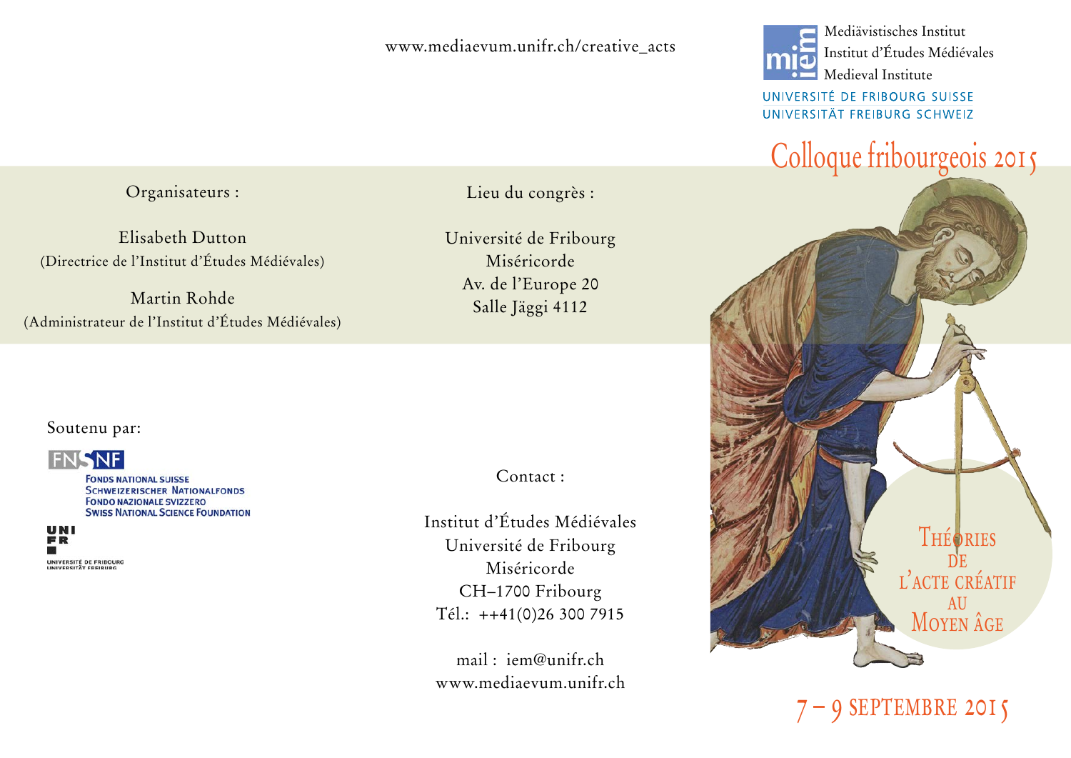www.mediaevum.unifr.ch/creative_acts

Mediävistisches Institut
Institut d'Études Médiévales
Medieval Institute

UNIVERSITÉ DE FRIBOURG SUISSE
UNIVERSITÄT FREIBURG SCHWEIZ

# Colloque fribourgeois 2015

# Théories de l'acte créatif au Moyen Âge

## 7 – 9 septembre 2015

Organisateurs :

Elisabeth Dutton
(Directrice de l'Institut d'Études Médiévales)

Martin Rohde
(Administrateur de l'Institut d'Études Médiévales)

Lieu du congrès :

Université de Fribourg
Miséricorde
Av. de l'Europe 20
Salle Jäggi 4112

Soutenu par:

FNSNF
Fonds National Suisse
Schweizerischer Nationalfonds
Fondo Nazionale Svizzero
Swiss National Science Foundation

UNI FR
Université de Fribourg
Universität Freiburg

Contact :

Institut d'Études Médiévales
Université de Fribourg
Miséricorde
CH–1700 Fribourg
Tél.: ++41(0)26 300 7915

mail : iem@unifr.ch
www.mediaevum.unifr.ch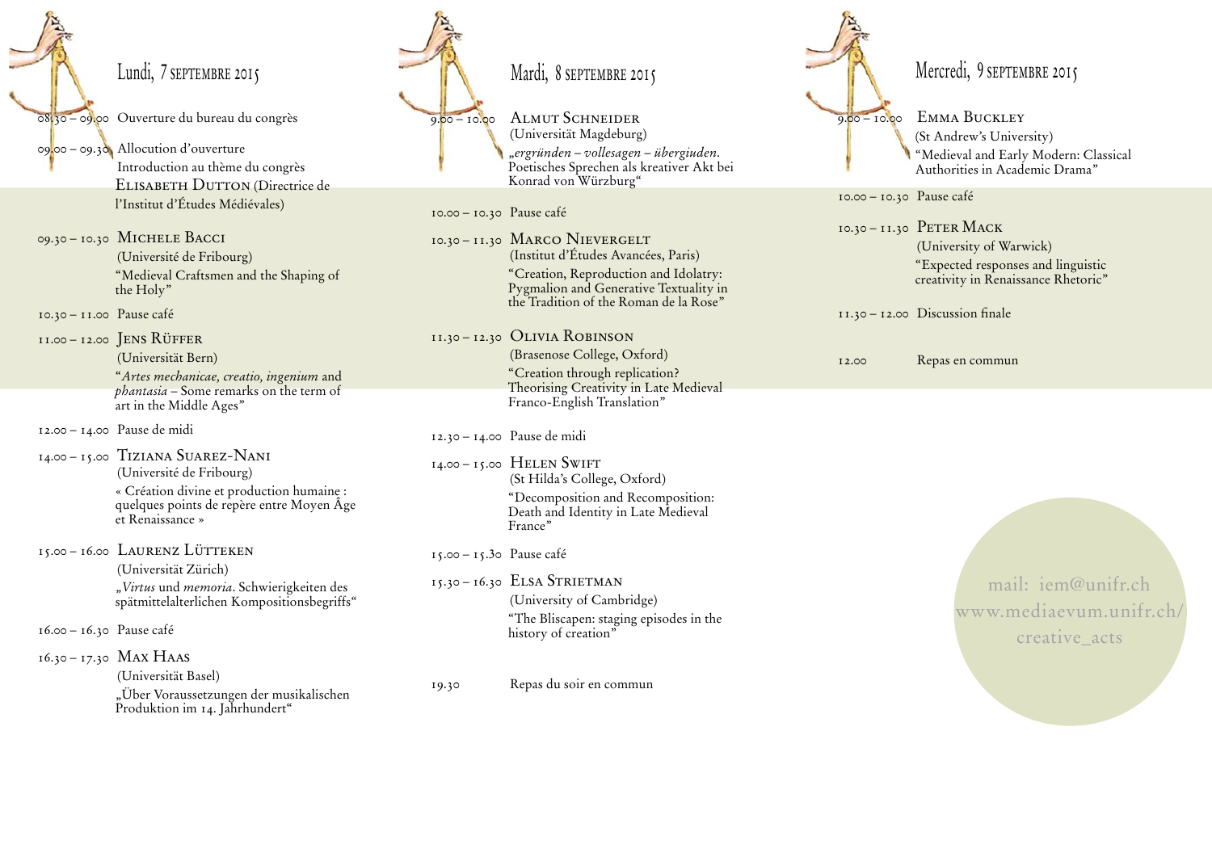## Lundi, 7 septembre 2015

08.30 – 09.00 Ouverture du bureau du congrès

09.00 – 09.30 Allocution d'ouverture
Introduction au thème du congrès
Elisabeth Dutton (Directrice de l'Institut d'Études Médiévales)

09.30 – 10.30 Michele Bacci
(Université de Fribourg)
"Medieval Craftsmen and the Shaping of the Holy"

10.30 – 11.00 Pause café

11.00 – 12.00 Jens Rüffer
(Universität Bern)
"*Artes mechanicae, creatio, ingenium* and *phantasia* – Some remarks on the term of art in the Middle Ages"

12.00 – 14.00 Pause de midi

14.00 – 15.00 Tiziana Suarez-Nani
(Université de Fribourg)
« Création divine et production humaine : quelques points de repère entre Moyen Âge et Renaissance »

15.00 – 16.00 Laurenz Lütteken
(Universität Zürich)
„*Virtus* und *memoria*. Schwierigkeiten des spätmittelalterlichen Kompositionsbegriffs"

16.00 – 16.30 Pause café

16.30 – 17.30 Max Haas
(Universität Basel)
„Über Voraussetzungen der musikalischen Produktion im 14. Jahrhundert"

## Mardi, 8 septembre 2015

9.00 – 10.00 Almut Schneider
(Universität Magdeburg)
„*ergründen – vollesagen – übergiuden*. Poetisches Sprechen als kreativer Akt bei Konrad von Würzburg"

10.00 – 10.30 Pause café

10.30 – 11.30 Marco Nievergelt
(Institut d'Études Avancées, Paris)
"Creation, Reproduction and Idolatry: Pygmalion and Generative Textuality in the Tradition of the Roman de la Rose"

11.30 – 12.30 Olivia Robinson
(Brasenose College, Oxford)
"Creation through replication? Theorising Creativity in Late Medieval Franco-English Translation"

12.30 – 14.00 Pause de midi

14.00 – 15.00 Helen Swift
(St Hilda's College, Oxford)
"Decomposition and Recomposition: Death and Identity in Late Medieval France"

15.00 – 15.30 Pause café

15.30 – 16.30 Elsa Strietman
(University of Cambridge)
"The Bliscapen: staging episodes in the history of creation"

19.30 Repas du soir en commun

## Mercredi, 9 septembre 2015

9.00 – 10.00 Emma Buckley
(St Andrew's University)
"Medieval and Early Modern: Classical Authorities in Academic Drama"

10.00 – 10.30 Pause café

10.30 – 11.30 Peter Mack
(University of Warwick)
"Expected responses and linguistic creativity in Renaissance Rhetoric"

11.30 – 12.00 Discussion finale

12.00 Repas en commun

mail: iem@unifr.ch
www.mediaevum.unifr.ch/creative_acts